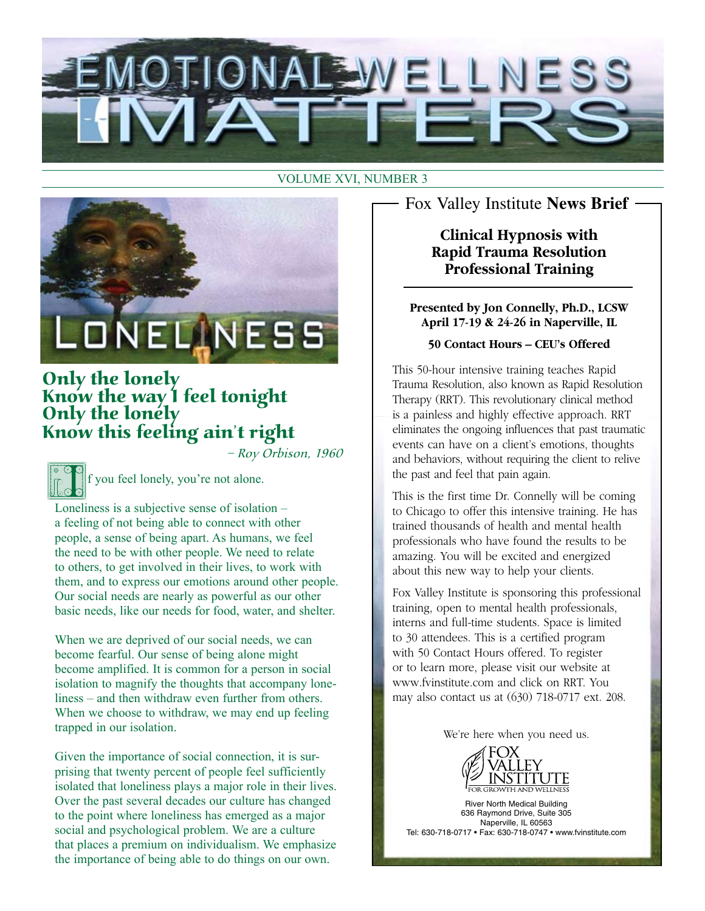# EMOTIONAL WELLNESS MATTERS

VOLUME XVI, NUMBER 3

## LONELINESS

**Only the lonely**
**Know the way I feel tonight**
**Only the lonely**
**Know this feeling ain't right**

*– Roy Orbison, 1960*

If you feel lonely, you're not alone.

Loneliness is a subjective sense of isolation – a feeling of not being able to connect with other people, a sense of being apart. As humans, we feel the need to be with other people. We need to relate to others, to get involved in their lives, to work with them, and to express our emotions around other people. Our social needs are nearly as powerful as our other basic needs, like our needs for food, water, and shelter.

When we are deprived of our social needs, we can become fearful. Our sense of being alone might become amplified. It is common for a person in social isolation to magnify the thoughts that accompany loneliness – and then withdraw even further from others. When we choose to withdraw, we may end up feeling trapped in our isolation.

Given the importance of social connection, it is surprising that twenty percent of people feel sufficiently isolated that loneliness plays a major role in their lives. Over the past several decades our culture has changed to the point where loneliness has emerged as a major social and psychological problem. We are a culture that places a premium on individualism. We emphasize the importance of being able to do things on our own.

## Fox Valley Institute **News Brief**

### Clinical Hypnosis with Rapid Trauma Resolution Professional Training

**Presented by Jon Connelly, Ph.D., LCSW**
**April 17-19 & 24-26 in Naperville, IL**

**50 Contact Hours – CEU's Offered**

This 50-hour intensive training teaches Rapid Trauma Resolution, also known as Rapid Resolution Therapy (RRT). This revolutionary clinical method is a painless and highly effective approach. RRT eliminates the ongoing influences that past traumatic events can have on a client's emotions, thoughts and behaviors, without requiring the client to relive the past and feel that pain again.

This is the first time Dr. Connelly will be coming to Chicago to offer this intensive training. He has trained thousands of health and mental health professionals who have found the results to be amazing. You will be excited and energized about this new way to help your clients.

Fox Valley Institute is sponsoring this professional training, open to mental health professionals, interns and full-time students. Space is limited to 30 attendees. This is a certified program with 50 Contact Hours offered. To register or to learn more, please visit our website at www.fvinstitute.com and click on RRT. You may also contact us at (630) 718-0717 ext. 208.

We're here when you need us.

FOX VALLEY INSTITUTE
FOR GROWTH AND WELLNESS

River North Medical Building
636 Raymond Drive, Suite 305
Naperville, IL 60563
Tel: 630-718-0717 • Fax: 630-718-0747 • www.fvinstitute.com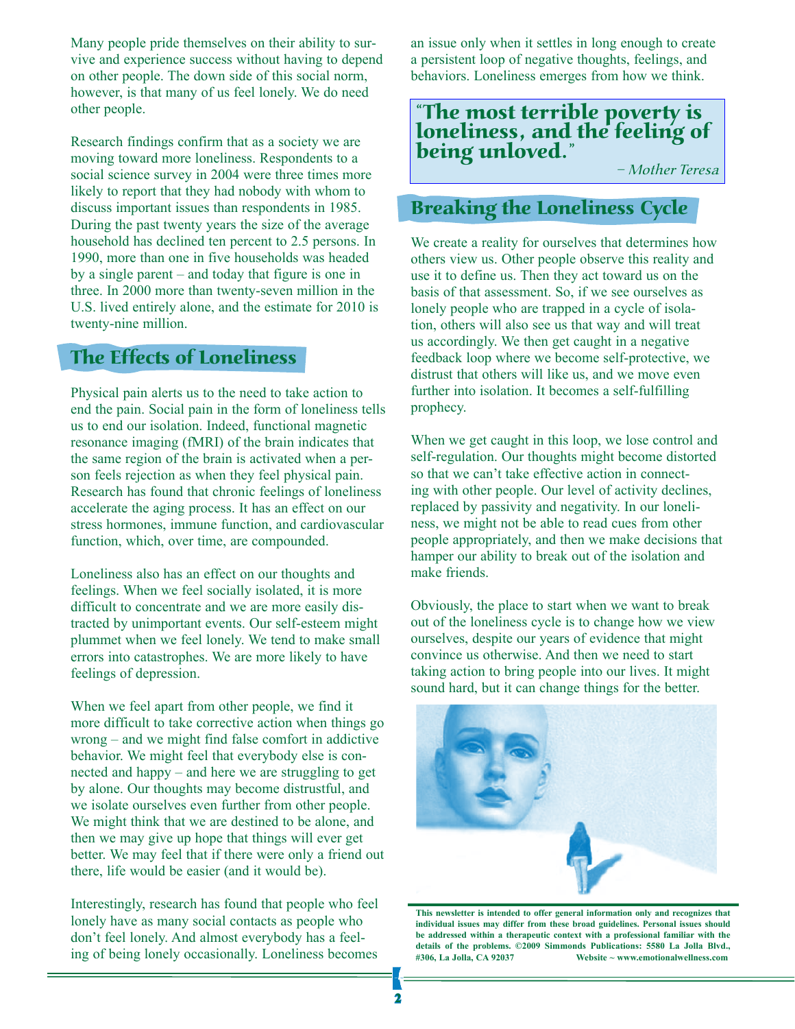Many people pride themselves on their ability to survive and experience success without having to depend on other people. The down side of this social norm, however, is that many of us feel lonely. We do need other people.

Research findings confirm that as a society we are moving toward more loneliness. Respondents to a social science survey in 2004 were three times more likely to report that they had nobody with whom to discuss important issues than respondents in 1985. During the past twenty years the size of the average household has declined ten percent to 2.5 persons. In 1990, more than one in five households was headed by a single parent – and today that figure is one in three. In 2000 more than twenty-seven million in the U.S. lived entirely alone, and the estimate for 2010 is twenty-nine million.

## The Effects of Loneliness

Physical pain alerts us to the need to take action to end the pain. Social pain in the form of loneliness tells us to end our isolation. Indeed, functional magnetic resonance imaging (fMRI) of the brain indicates that the same region of the brain is activated when a person feels rejection as when they feel physical pain. Research has found that chronic feelings of loneliness accelerate the aging process. It has an effect on our stress hormones, immune function, and cardiovascular function, which, over time, are compounded.

Loneliness also has an effect on our thoughts and feelings. When we feel socially isolated, it is more difficult to concentrate and we are more easily distracted by unimportant events. Our self-esteem might plummet when we feel lonely. We tend to make small errors into catastrophes. We are more likely to have feelings of depression.

When we feel apart from other people, we find it more difficult to take corrective action when things go wrong – and we might find false comfort in addictive behavior. We might feel that everybody else is connected and happy – and here we are struggling to get by alone. Our thoughts may become distrustful, and we isolate ourselves even further from other people. We might think that we are destined to be alone, and then we may give up hope that things will ever get better. We may feel that if there were only a friend out there, life would be easier (and it would be).

Interestingly, research has found that people who feel lonely have as many social contacts as people who don't feel lonely. And almost everybody has a feeling of being lonely occasionally. Loneliness becomes an issue only when it settles in long enough to create a persistent loop of negative thoughts, feelings, and behaviors. Loneliness emerges from how we think.

> **"The most terrible poverty is loneliness, and the feeling of being unloved."**
>
> *– Mother Teresa*

## Breaking the Loneliness Cycle

We create a reality for ourselves that determines how others view us. Other people observe this reality and use it to define us. Then they act toward us on the basis of that assessment. So, if we see ourselves as lonely people who are trapped in a cycle of isolation, others will also see us that way and will treat us accordingly. We then get caught in a negative feedback loop where we become self-protective, we distrust that others will like us, and we move even further into isolation. It becomes a self-fulfilling prophecy.

When we get caught in this loop, we lose control and self-regulation. Our thoughts might become distorted so that we can't take effective action in connecting with other people. Our level of activity declines, replaced by passivity and negativity. In our loneliness, we might not be able to read cues from other people appropriately, and then we make decisions that hamper our ability to break out of the isolation and make friends.

Obviously, the place to start when we want to break out of the loneliness cycle is to change how we view ourselves, despite our years of evidence that might convince us otherwise. And then we need to start taking action to bring people into our lives. It might sound hard, but it can change things for the better.

**This newsletter is intended to offer general information only and recognizes that individual issues may differ from these broad guidelines. Personal issues should be addressed within a therapeutic context with a professional familiar with the details of the problems. ©2009 Simmonds Publications: 5580 La Jolla Blvd., #306, La Jolla, CA 92037 Website ~ www.emotionalwellness.com**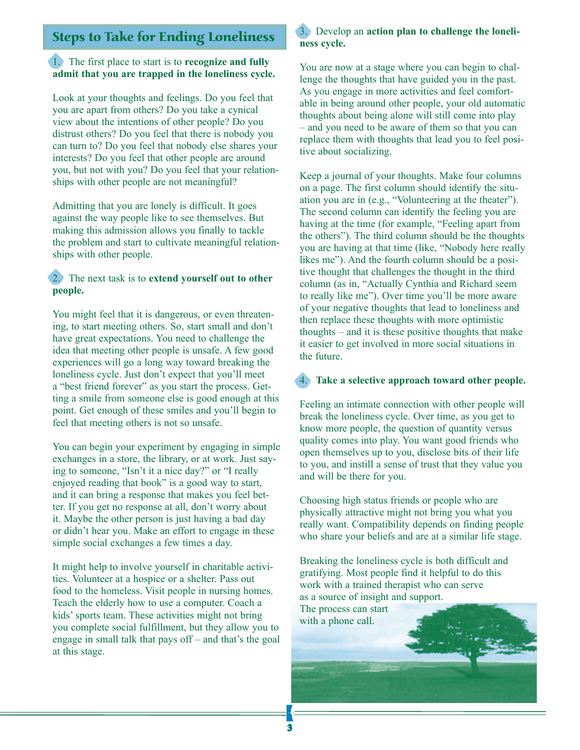## Steps to Take for Ending Loneliness

1. The first place to start is to **recognize and fully admit that you are trapped in the loneliness cycle.**

Look at your thoughts and feelings. Do you feel that you are apart from others? Do you take a cynical view about the intentions of other people? Do you distrust others? Do you feel that there is nobody you can turn to? Do you feel that nobody else shares your interests? Do you feel that other people are around you, but not with you? Do you feel that your relationships with other people are not meaningful?

Admitting that you are lonely is difficult. It goes against the way people like to see themselves. But making this admission allows you finally to tackle the problem and start to cultivate meaningful relationships with other people.

2. The next task is to **extend yourself out to other people.**

You might feel that it is dangerous, or even threatening, to start meeting others. So, start small and don't have great expectations. You need to challenge the idea that meeting other people is unsafe. A few good experiences will go a long way toward breaking the loneliness cycle. Just don't expect that you'll meet a "best friend forever" as you start the process. Getting a smile from someone else is good enough at this point. Get enough of these smiles and you'll begin to feel that meeting others is not so unsafe.

You can begin your experiment by engaging in simple exchanges in a store, the library, or at work. Just saying to someone, "Isn't it a nice day?" or "I really enjoyed reading that book" is a good way to start, and it can bring a response that makes you feel better. If you get no response at all, don't worry about it. Maybe the other person is just having a bad day or didn't hear you. Make an effort to engage in these simple social exchanges a few times a day.

It might help to involve yourself in charitable activities. Volunteer at a hospice or a shelter. Pass out food to the homeless. Visit people in nursing homes. Teach the elderly how to use a computer. Coach a kids' sports team. These activities might not bring you complete social fulfillment, but they allow you to engage in small talk that pays off – and that's the goal at this stage.

3. Develop an **action plan to challenge the loneliness cycle.**

You are now at a stage where you can begin to challenge the thoughts that have guided you in the past. As you engage in more activities and feel comfortable in being around other people, your old automatic thoughts about being alone will still come into play – and you need to be aware of them so that you can replace them with thoughts that lead you to feel positive about socializing.

Keep a journal of your thoughts. Make four columns on a page. The first column should identify the situation you are in (e.g., "Volunteering at the theater"). The second column can identify the feeling you are having at the time (for example, "Feeling apart from the others"). The third column should be the thoughts you are having at that time (like, "Nobody here really likes me"). And the fourth column should be a positive thought that challenges the thought in the third column (as in, "Actually Cynthia and Richard seem to really like me"). Over time you'll be more aware of your negative thoughts that lead to loneliness and then replace these thoughts with more optimistic thoughts – and it is these positive thoughts that make it easier to get involved in more social situations in the future.

4. **Take a selective approach toward other people.**

Feeling an intimate connection with other people will break the loneliness cycle. Over time, as you get to know more people, the question of quantity versus quality comes into play. You want good friends who open themselves up to you, disclose bits of their life to you, and instill a sense of trust that they value you and will be there for you.

Choosing high status friends or people who are physically attractive might not bring you what you really want. Compatibility depends on finding people who share your beliefs and are at a similar life stage.

Breaking the loneliness cycle is both difficult and gratifying. Most people find it helpful to do this work with a trained therapist who can serve as a source of insight and support. The process can start with a phone call.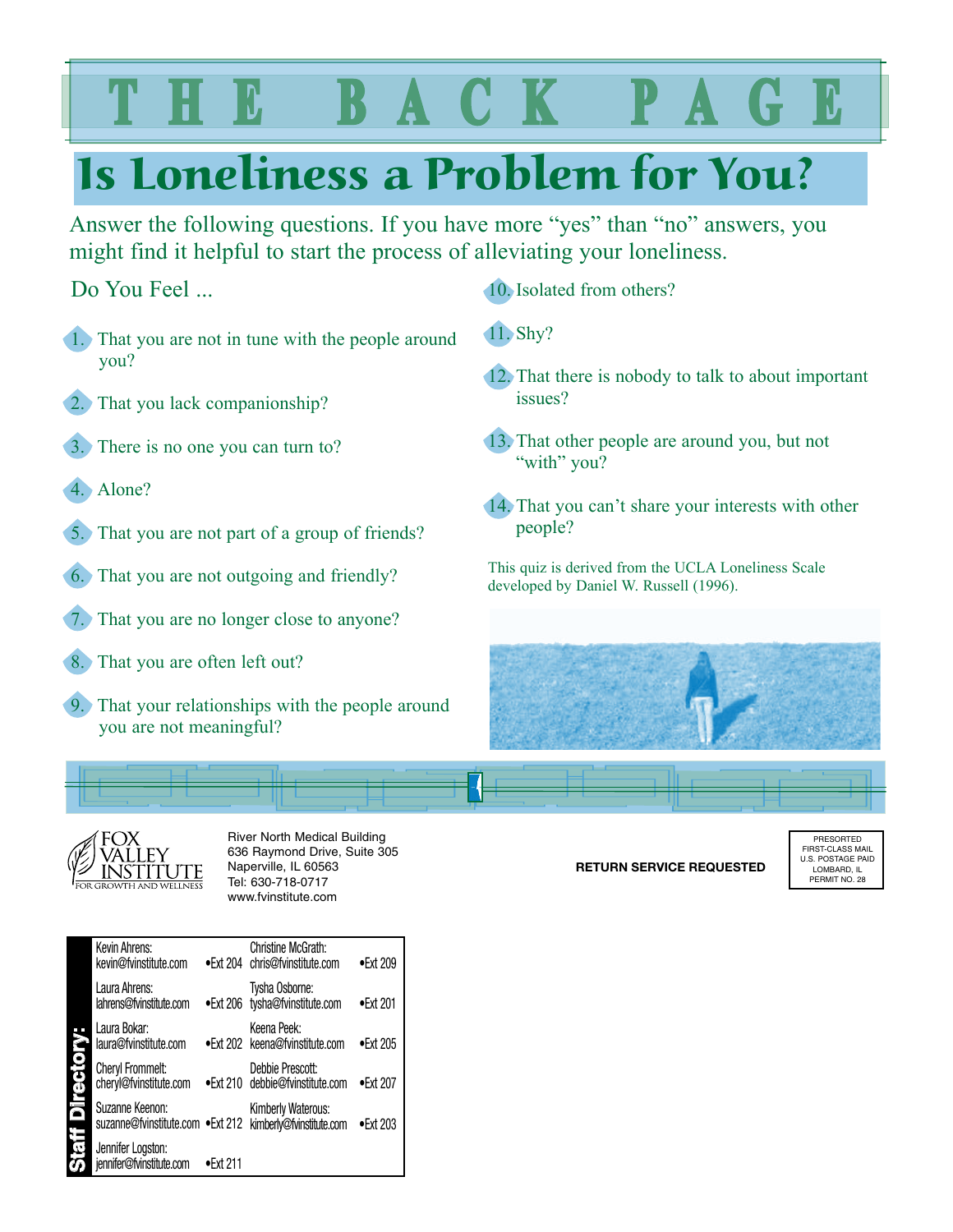# THE BACK PAGE

## Is Loneliness a Problem for You?

Answer the following questions. If you have more "yes" than "no" answers, you might find it helpful to start the process of alleviating your loneliness.

Do You Feel ...

1. That you are not in tune with the people around you?
2. That you lack companionship?
3. There is no one you can turn to?
4. Alone?
5. That you are not part of a group of friends?
6. That you are not outgoing and friendly?
7. That you are no longer close to anyone?
8. That you are often left out?
9. That your relationships with the people around you are not meaningful?
10. Isolated from others?
11. Shy?
12. That there is nobody to talk to about important issues?
13. That other people are around you, but not "with" you?
14. That you can't share your interests with other people?

This quiz is derived from the UCLA Loneliness Scale developed by Daniel W. Russell (1996).

FOX VALLEY INSTITUTE
FOR GROWTH AND WELLNESS

River North Medical Building
636 Raymond Drive, Suite 305
Naperville, IL 60563
Tel: 630-718-0717
www.fvinstitute.com

RETURN SERVICE REQUESTED

PRESORTED
FIRST-CLASS MAIL
U.S. POSTAGE PAID
LOMBARD, IL
PERMIT NO. 28

**Staff Directory:**

| | | | |
|---|---|---|---|
| Kevin Ahrens: kevin@fvinstitute.com | •Ext 204 | Christine McGrath: chris@fvinstitute.com | •Ext 209 |
| Laura Ahrens: lahrens@fvinstitute.com | •Ext 206 | Tysha Osborne: tysha@fvinstitute.com | •Ext 201 |
| Laura Bokar: laura@fvinstitute.com | •Ext 202 | Keena Peek: keena@fvinstitute.com | •Ext 205 |
| Cheryl Frommelt: cheryl@fvinstitute.com | •Ext 210 | Debbie Prescott: debbie@fvinstitute.com | •Ext 207 |
| Suzanne Keenon: suzanne@fvinstitute.com | •Ext 212 | Kimberly Waterous: kimberly@fvinstitute.com | •Ext 203 |
| Jennifer Logston: jennifer@fvinstitute.com | •Ext 211 | | |